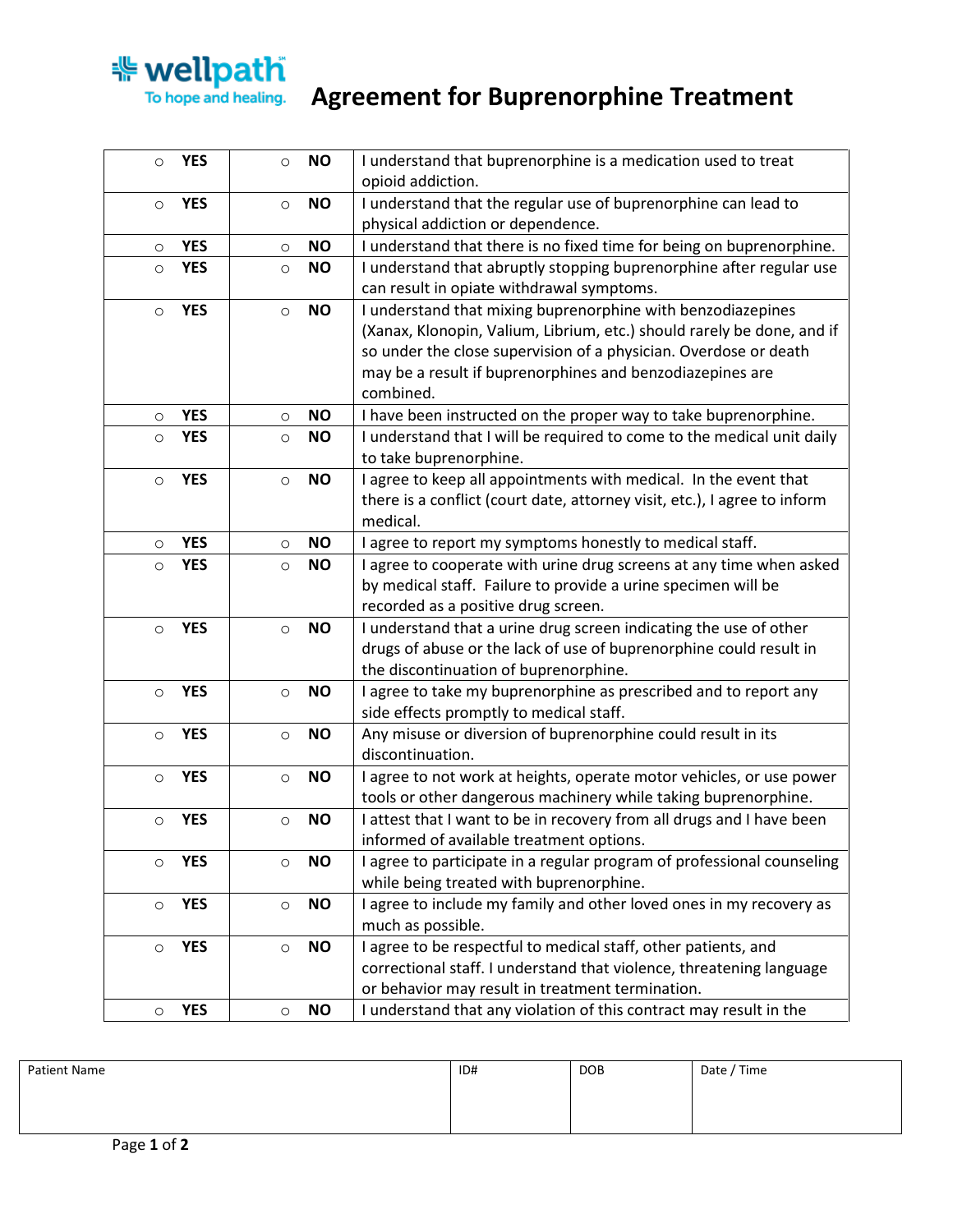wellpath
To hope and healing.

# Agreement for Buprenorphine Treatment

| | | |
|---|---|---|
| ○ **YES** | ○ **NO** | I understand that buprenorphine is a medication used to treat opioid addiction. |
| ○ **YES** | ○ **NO** | I understand that the regular use of buprenorphine can lead to physical addiction or dependence. |
| ○ **YES** | ○ **NO** | I understand that there is no fixed time for being on buprenorphine. |
| ○ **YES** | ○ **NO** | I understand that abruptly stopping buprenorphine after regular use can result in opiate withdrawal symptoms. |
| ○ **YES** | ○ **NO** | I understand that mixing buprenorphine with benzodiazepines (Xanax, Klonopin, Valium, Librium, etc.) should rarely be done, and if so under the close supervision of a physician. Overdose or death may be a result if buprenorphines and benzodiazepines are combined. |
| ○ **YES** | ○ **NO** | I have been instructed on the proper way to take buprenorphine. |
| ○ **YES** | ○ **NO** | I understand that I will be required to come to the medical unit daily to take buprenorphine. |
| ○ **YES** | ○ **NO** | I agree to keep all appointments with medical. In the event that there is a conflict (court date, attorney visit, etc.), I agree to inform medical. |
| ○ **YES** | ○ **NO** | I agree to report my symptoms honestly to medical staff. |
| ○ **YES** | ○ **NO** | I agree to cooperate with urine drug screens at any time when asked by medical staff. Failure to provide a urine specimen will be recorded as a positive drug screen. |
| ○ **YES** | ○ **NO** | I understand that a urine drug screen indicating the use of other drugs of abuse or the lack of use of buprenorphine could result in the discontinuation of buprenorphine. |
| ○ **YES** | ○ **NO** | I agree to take my buprenorphine as prescribed and to report any side effects promptly to medical staff. |
| ○ **YES** | ○ **NO** | Any misuse or diversion of buprenorphine could result in its discontinuation. |
| ○ **YES** | ○ **NO** | I agree to not work at heights, operate motor vehicles, or use power tools or other dangerous machinery while taking buprenorphine. |
| ○ **YES** | ○ **NO** | I attest that I want to be in recovery from all drugs and I have been informed of available treatment options. |
| ○ **YES** | ○ **NO** | I agree to participate in a regular program of professional counseling while being treated with buprenorphine. |
| ○ **YES** | ○ **NO** | I agree to include my family and other loved ones in my recovery as much as possible. |
| ○ **YES** | ○ **NO** | I agree to be respectful to medical staff, other patients, and correctional staff. I understand that violence, threatening language or behavior may result in treatment termination. |
| ○ **YES** | ○ **NO** | I understand that any violation of this contract may result in the |

| Patient Name | ID# | DOB | Date / Time |
|---|---|---|---|
| | | | |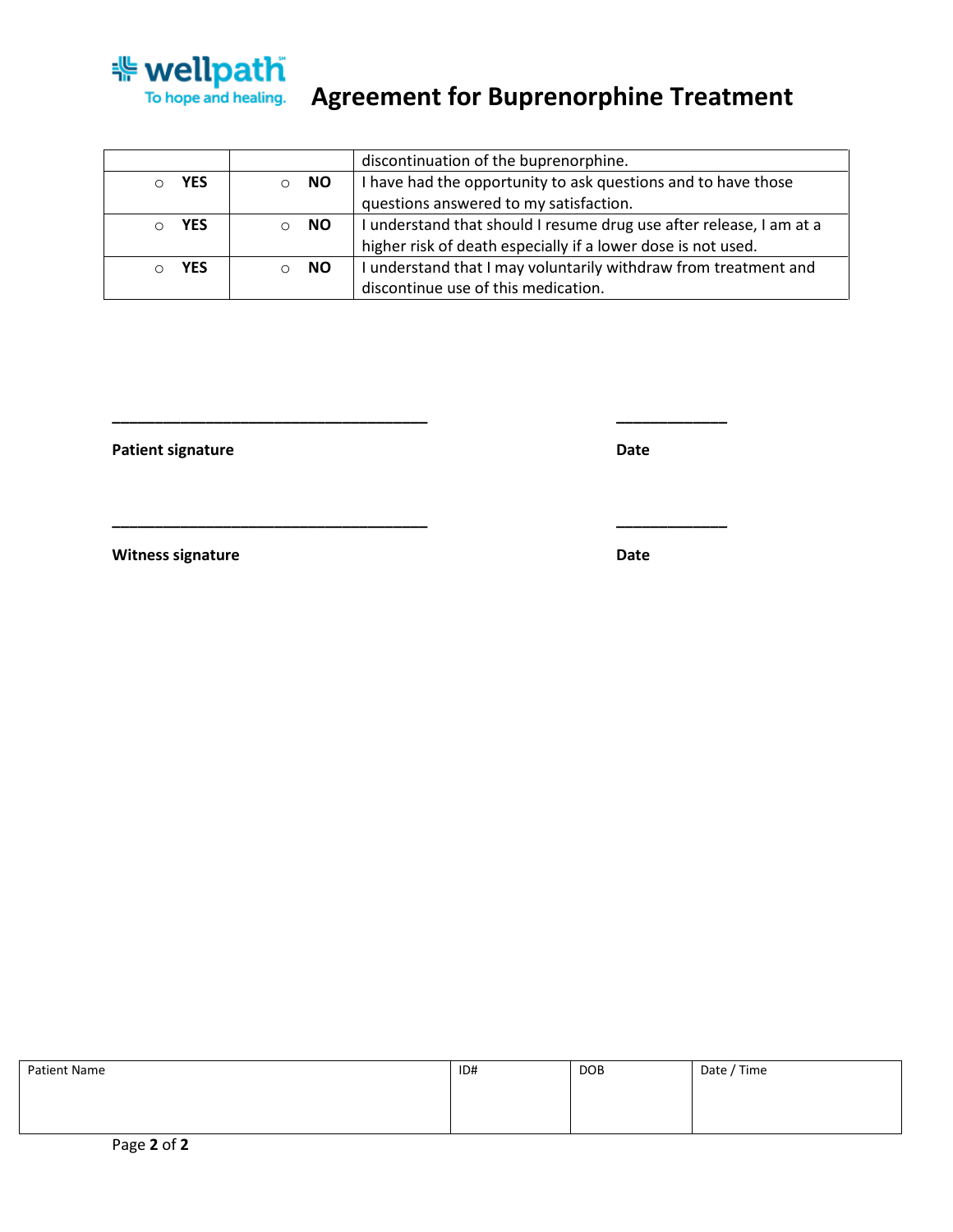# Agreement for Buprenorphine Treatment

| | | |
|---|---|---|
| | | discontinuation of the buprenorphine. |
| ○ **YES** | ○ **NO** | I have had the opportunity to ask questions and to have those questions answered to my satisfaction. |
| ○ **YES** | ○ **NO** | I understand that should I resume drug use after release, I am at a higher risk of death especially if a lower dose is not used. |
| ○ **YES** | ○ **NO** | I understand that I may voluntarily withdraw from treatment and discontinue use of this medication. |

______________________________________ ____________

**Patient signature** **Date**

______________________________________ ____________

**Witness signature** **Date**

| Patient Name | ID# | DOB | Date / Time |
|---|---|---|---|
| | | | |